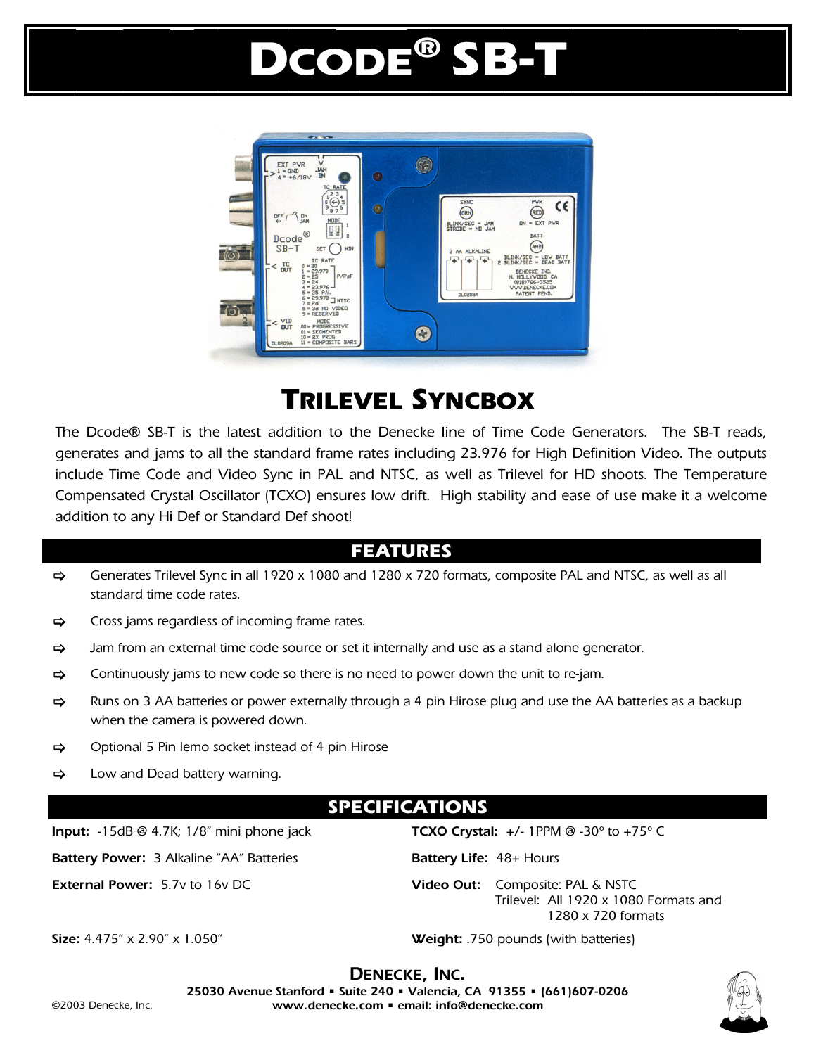# Dcode® SB-T

## Trilevel Syncbox

The Dcode® SB-T is the latest addition to the Denecke line of Time Code Generators. The SB-T reads, generates and jams to all the standard frame rates including 23.976 for High Definition Video. The outputs include Time Code and Video Sync in PAL and NTSC, as well as Trilevel for HD shoots. The Temperature Compensated Crystal Oscillator (TCXO) ensures low drift. High stability and ease of use make it a welcome addition to any Hi Def or Standard Def shoot!

## FEATURES

- Generates Trilevel Sync in all 1920 x 1080 and 1280 x 720 formats, composite PAL and NTSC, as well as all standard time code rates.
- Cross jams regardless of incoming frame rates.
- Jam from an external time code source or set it internally and use as a stand alone generator.
- Continuously jams to new code so there is no need to power down the unit to re-jam.
- Runs on 3 AA batteries or power externally through a 4 pin Hirose plug and use the AA batteries as a backup when the camera is powered down.
- Optional 5 Pin lemo socket instead of 4 pin Hirose
- Low and Dead battery warning.

## SPECIFICATIONS

**Input:** -15dB @ 4.7K; 1/8" mini phone jack

**Battery Power:** 3 Alkaline "AA" Batteries

**External Power:** 5.7v to 16v DC

**Size:** 4.475" x 2.90" x 1.050"

**TCXO Crystal:** +/- 1PPM @ -30° to +75° C

**Battery Life:** 48+ Hours

**Video Out:** Composite: PAL & NSTC
Trilevel: All 1920 x 1080 Formats and 1280 x 720 formats

**Weight:** .750 pounds (with batteries)

**Denecke, Inc.**
25030 Avenue Stanford ▪ Suite 240 ▪ Valencia, CA 91355 ▪ (661)607-0206
www.denecke.com ▪ email: info@denecke.com

©2003 Denecke, Inc.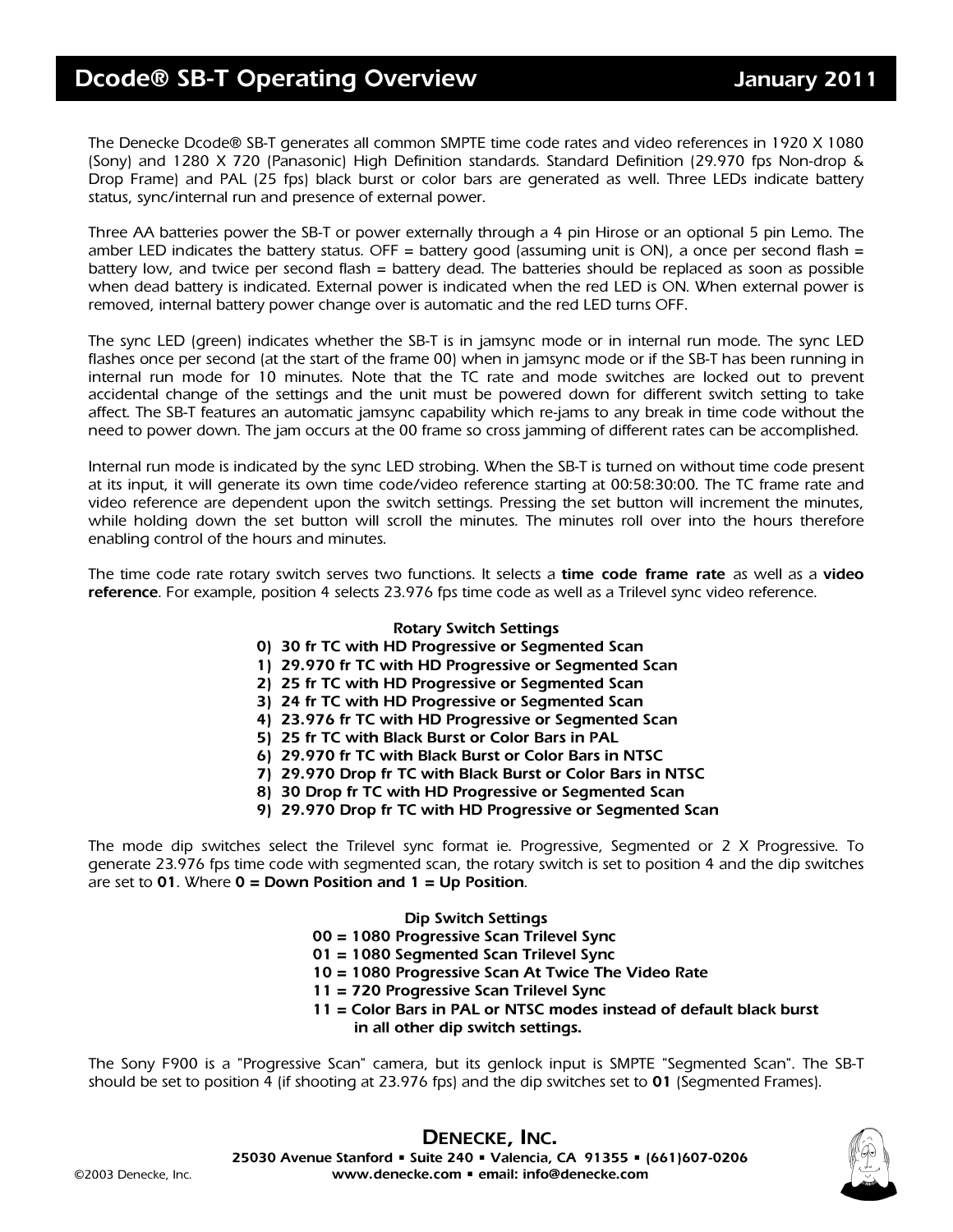# Dcode® SB-T Operating Overview

January 2011

The Denecke Dcode® SB-T generates all common SMPTE time code rates and video references in 1920 X 1080 (Sony) and 1280 X 720 (Panasonic) High Definition standards. Standard Definition (29.970 fps Non-drop & Drop Frame) and PAL (25 fps) black burst or color bars are generated as well. Three LEDs indicate battery status, sync/internal run and presence of external power.

Three AA batteries power the SB-T or power externally through a 4 pin Hirose or an optional 5 pin Lemo. The amber LED indicates the battery status. OFF = battery good (assuming unit is ON), a once per second flash = battery low, and twice per second flash = battery dead. The batteries should be replaced as soon as possible when dead battery is indicated. External power is indicated when the red LED is ON. When external power is removed, internal battery power change over is automatic and the red LED turns OFF.

The sync LED (green) indicates whether the SB-T is in jamsync mode or in internal run mode. The sync LED flashes once per second (at the start of the frame 00) when in jamsync mode or if the SB-T has been running in internal run mode for 10 minutes. Note that the TC rate and mode switches are locked out to prevent accidental change of the settings and the unit must be powered down for different switch setting to take affect. The SB-T features an automatic jamsync capability which re-jams to any break in time code without the need to power down. The jam occurs at the 00 frame so cross jamming of different rates can be accomplished.

Internal run mode is indicated by the sync LED strobing. When the SB-T is turned on without time code present at its input, it will generate its own time code/video reference starting at 00:58:30:00. The TC frame rate and video reference are dependent upon the switch settings. Pressing the set button will increment the minutes, while holding down the set button will scroll the minutes. The minutes roll over into the hours therefore enabling control of the hours and minutes.

The time code rate rotary switch serves two functions. It selects a **time code frame rate** as well as a **video reference**. For example, position 4 selects 23.976 fps time code as well as a Trilevel sync video reference.

**Rotary Switch Settings**

**0) 30 fr TC with HD Progressive or Segmented Scan**
**1) 29.970 fr TC with HD Progressive or Segmented Scan**
**2) 25 fr TC with HD Progressive or Segmented Scan**
**3) 24 fr TC with HD Progressive or Segmented Scan**
**4) 23.976 fr TC with HD Progressive or Segmented Scan**
**5) 25 fr TC with Black Burst or Color Bars in PAL**
**6) 29.970 fr TC with Black Burst or Color Bars in NTSC**
**7) 29.970 Drop fr TC with Black Burst or Color Bars in NTSC**
**8) 30 Drop fr TC with HD Progressive or Segmented Scan**
**9) 29.970 Drop fr TC with HD Progressive or Segmented Scan**

The mode dip switches select the Trilevel sync format ie. Progressive, Segmented or 2 X Progressive. To generate 23.976 fps time code with segmented scan, the rotary switch is set to position 4 and the dip switches are set to **01**. Where **0 = Down Position and 1 = Up Position**.

**Dip Switch Settings**

**00 = 1080 Progressive Scan Trilevel Sync**
**01 = 1080 Segmented Scan Trilevel Sync**
**10 = 1080 Progressive Scan At Twice The Video Rate**
**11 = 720 Progressive Scan Trilevel Sync**
**11 = Color Bars in PAL or NTSC modes instead of default black burst in all other dip switch settings.**

The Sony F900 is a "Progressive Scan" camera, but its genlock input is SMPTE "Segmented Scan". The SB-T should be set to position 4 (if shooting at 23.976 fps) and the dip switches set to **01** (Segmented Frames).

**DENECKE, INC.**
**25030 Avenue Stanford ▪ Suite 240 ▪ Valencia, CA 91355 ▪ (661)607-0206**
**www.denecke.com ▪ email: info@denecke.com**

©2003 Denecke, Inc.